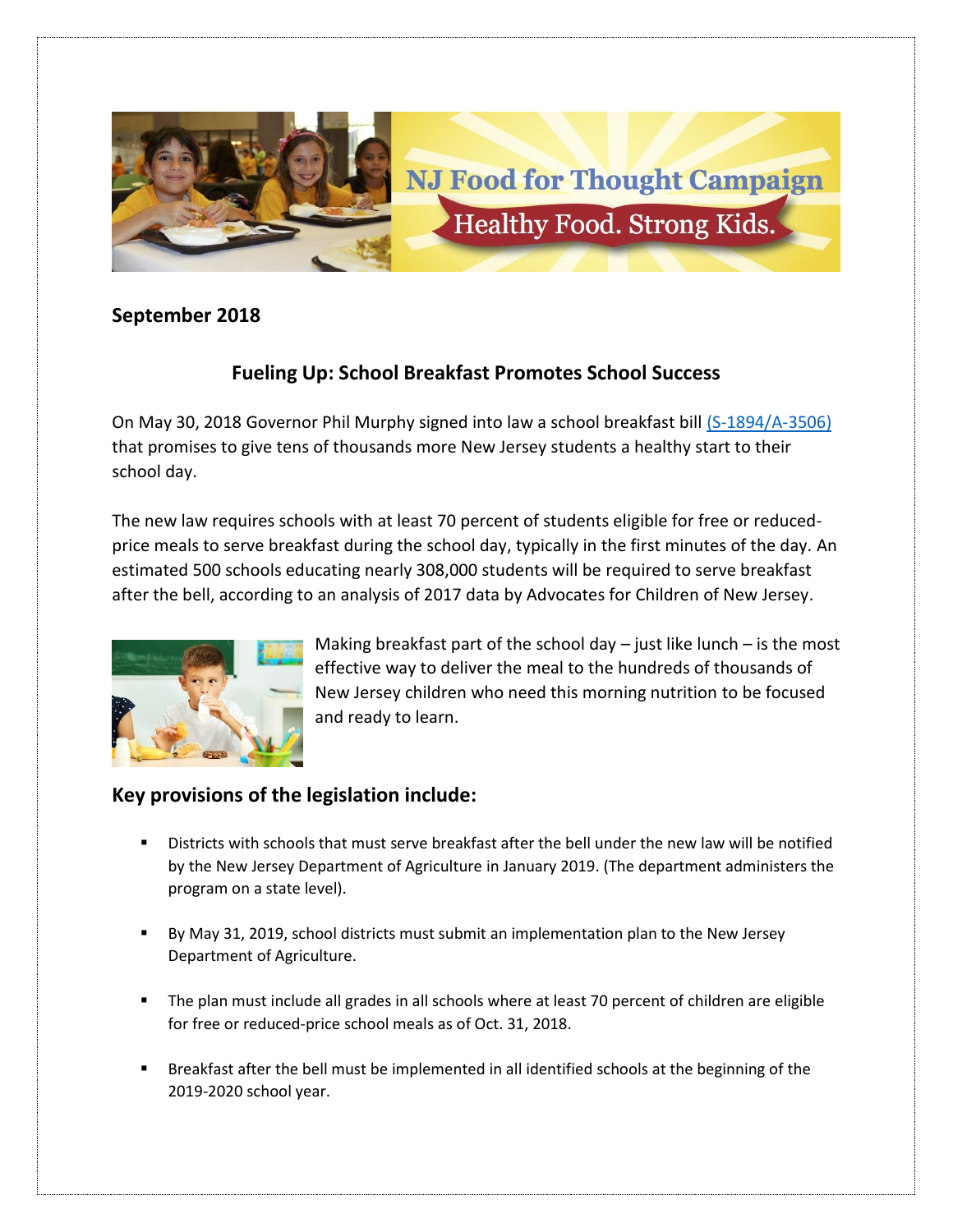NJ Food for Thought Campaign

Healthy Food. Strong Kids.

**September 2018**

## Fueling Up: School Breakfast Promotes School Success

On May 30, 2018 Governor Phil Murphy signed into law a school breakfast bill (S-1894/A-3506) that promises to give tens of thousands more New Jersey students a healthy start to their school day.

The new law requires schools with at least 70 percent of students eligible for free or reduced-price meals to serve breakfast during the school day, typically in the first minutes of the day. An estimated 500 schools educating nearly 308,000 students will be required to serve breakfast after the bell, according to an analysis of 2017 data by Advocates for Children of New Jersey.

Making breakfast part of the school day – just like lunch – is the most effective way to deliver the meal to the hundreds of thousands of New Jersey children who need this morning nutrition to be focused and ready to learn.

## Key provisions of the legislation include:

- Districts with schools that must serve breakfast after the bell under the new law will be notified by the New Jersey Department of Agriculture in January 2019. (The department administers the program on a state level).
- By May 31, 2019, school districts must submit an implementation plan to the New Jersey Department of Agriculture.
- The plan must include all grades in all schools where at least 70 percent of children are eligible for free or reduced-price school meals as of Oct. 31, 2018.
- Breakfast after the bell must be implemented in all identified schools at the beginning of the 2019-2020 school year.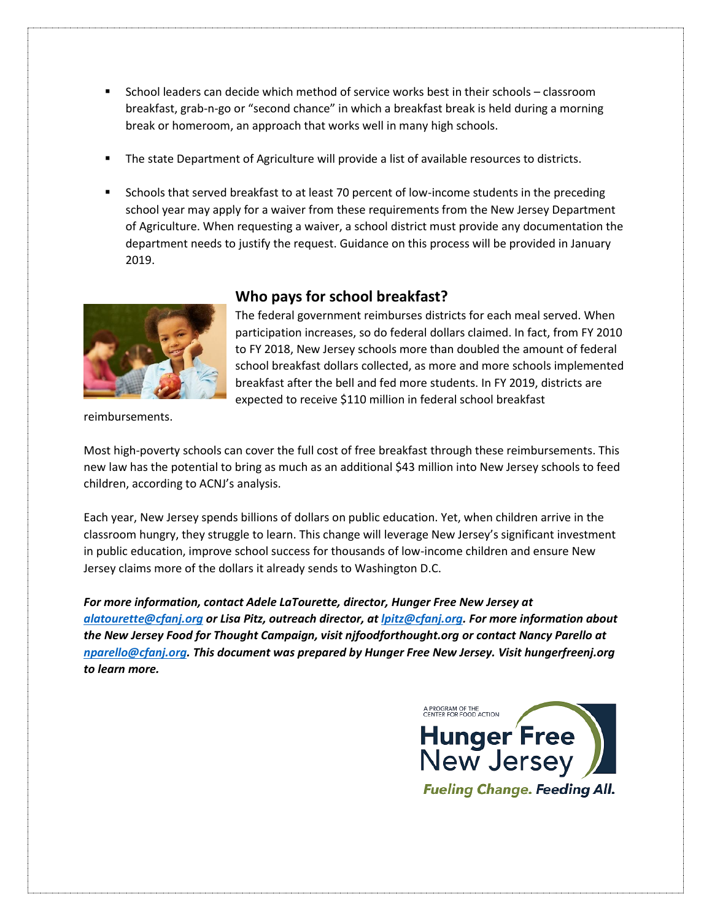- School leaders can decide which method of service works best in their schools – classroom breakfast, grab-n-go or "second chance" in which a breakfast break is held during a morning break or homeroom, an approach that works well in many high schools.

- The state Department of Agriculture will provide a list of available resources to districts.

- Schools that served breakfast to at least 70 percent of low-income students in the preceding school year may apply for a waiver from these requirements from the New Jersey Department of Agriculture. When requesting a waiver, a school district must provide any documentation the department needs to justify the request. Guidance on this process will be provided in January 2019.

## Who pays for school breakfast?

The federal government reimburses districts for each meal served. When participation increases, so do federal dollars claimed. In fact, from FY 2010 to FY 2018, New Jersey schools more than doubled the amount of federal school breakfast dollars collected, as more and more schools implemented breakfast after the bell and fed more students. In FY 2019, districts are expected to receive $110 million in federal school breakfast reimbursements.

Most high-poverty schools can cover the full cost of free breakfast through these reimbursements. This new law has the potential to bring as much as an additional $43 million into New Jersey schools to feed children, according to ACNJ's analysis.

Each year, New Jersey spends billions of dollars on public education. Yet, when children arrive in the classroom hungry, they struggle to learn. This change will leverage New Jersey's significant investment in public education, improve school success for thousands of low-income children and ensure New Jersey claims more of the dollars it already sends to Washington D.C.

***For more information, contact Adele LaTourette, director, Hunger Free New Jersey at alatourette@cfanj.org or Lisa Pitz, outreach director, at lpitz@cfanj.org. For more information about the New Jersey Food for Thought Campaign, visit njfoodforthought.org or contact Nancy Parello at nparello@cfanj.org. This document was prepared by Hunger Free New Jersey. Visit hungerfreenj.org to learn more.***

A PROGRAM OF THE CENTER FOR FOOD ACTION

Hunger Free New Jersey

*Fueling Change. Feeding All.*